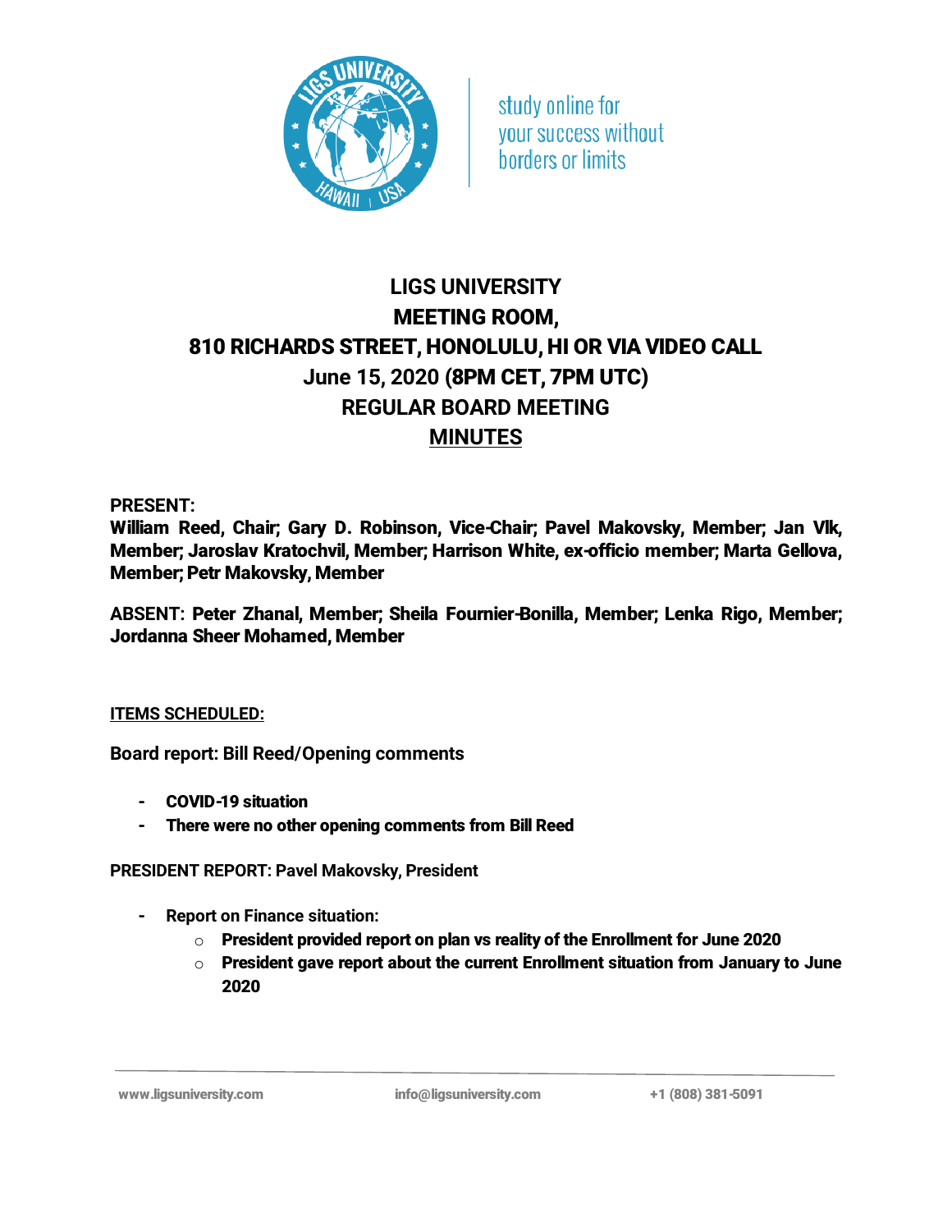study online for your success without borders or limits

# LIGS UNIVERSITY
# MEETING ROOM,
# 810 RICHARDS STREET, HONOLULU, HI OR VIA VIDEO CALL
# June 15, 2020 (8PM CET, 7PM UTC)
# REGULAR BOARD MEETING
# MINUTES

**PRESENT:**
**William Reed, Chair; Gary D. Robinson, Vice-Chair; Pavel Makovsky, Member; Jan Vlk, Member; Jaroslav Kratochvil, Member; Harrison White, ex-officio member; Marta Gellova, Member; Petr Makovsky, Member**

**ABSENT: Peter Zhanal, Member; Sheila Fournier-Bonilla, Member; Lenka Rigo, Member; Jordanna Sheer Mohamed, Member**

**ITEMS SCHEDULED:**

**Board report: Bill Reed/Opening comments**

- **COVID-19 situation**
- **There were no other opening comments from Bill Reed**

**PRESIDENT REPORT: Pavel Makovsky, President**

- **Report on Finance situation:**
  - **President provided report on plan vs reality of the Enrollment for June 2020**
  - **President gave report about the current Enrollment situation from January to June 2020**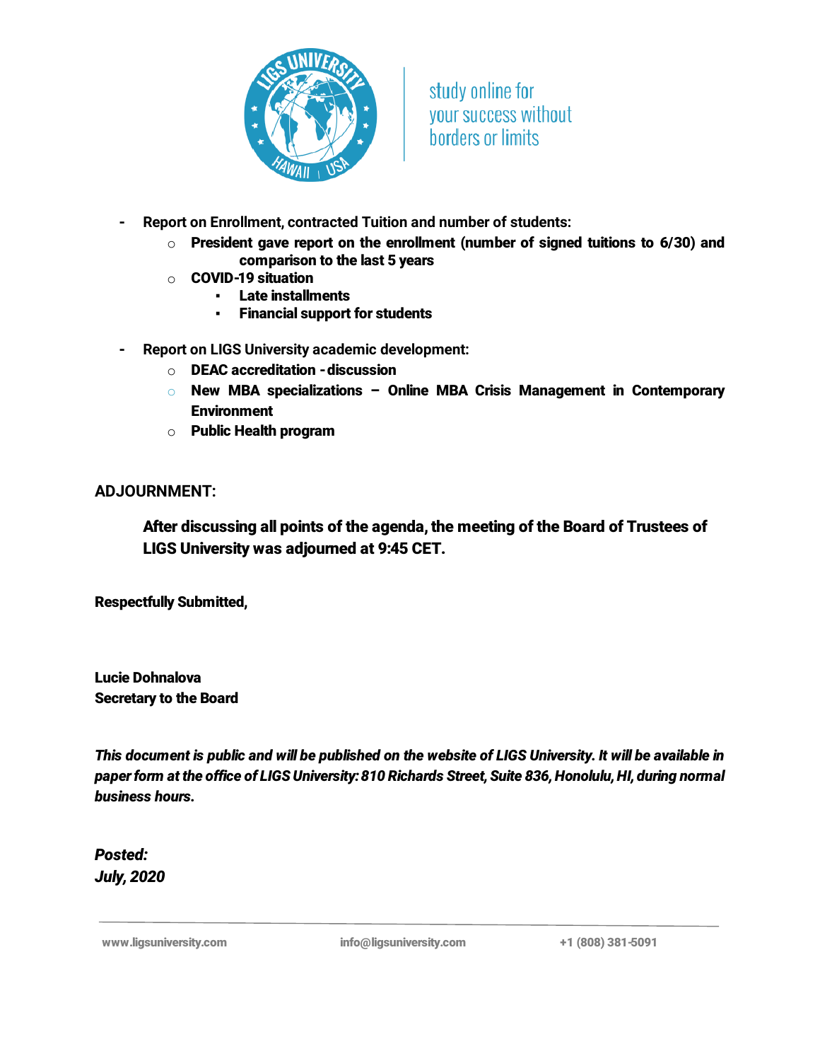- **Report on Enrollment, contracted Tuition and number of students:**
  - **President gave report on the enrollment (number of signed tuitions to 6/30) and comparison to the last 5 years**
  - **COVID-19 situation**
    - **Late installments**
    - **Financial support for students**

- **Report on LIGS University academic development:**
  - **DEAC accreditation - discussion**
  - **New MBA specializations – Online MBA Crisis Management in Contemporary Environment**
  - **Public Health program**

**ADJOURNMENT:**

**After discussing all points of the agenda, the meeting of the Board of Trustees of LIGS University was adjourned at 9:45 CET.**

**Respectfully Submitted,**

**Lucie Dohnalova**
**Secretary to the Board**

***This document is public and will be published on the website of LIGS University. It will be available in paper form at the office of LIGS University: 810 Richards Street, Suite 836, Honolulu, HI, during normal business hours.***

***Posted:***
***July, 2020***